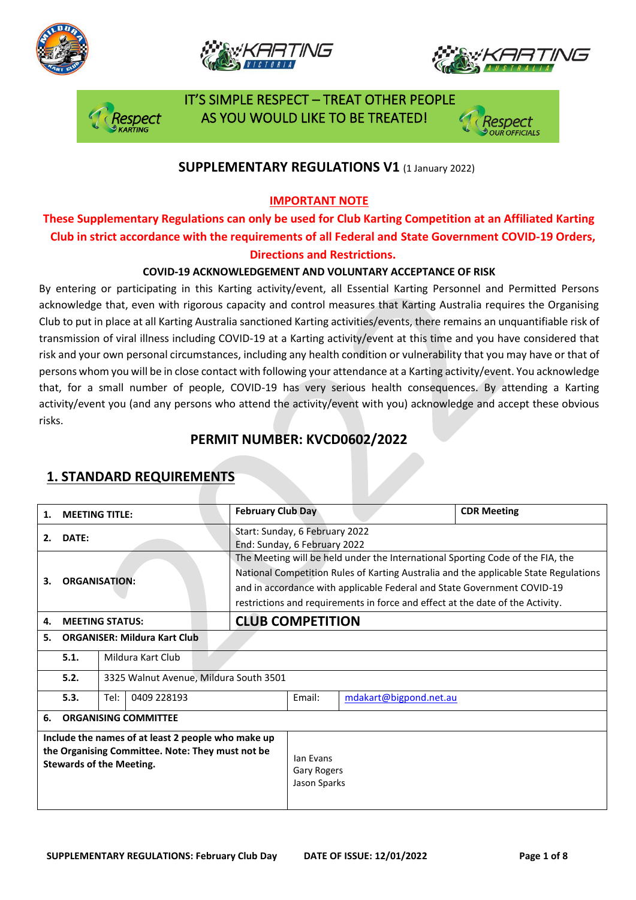IT'S SIMPLE RESPECT – TREAT OTHER PEOPLE AS YOU WOULD LIKE TO BE TREATED!

## SUPPLEMENTARY REGULATIONS V1 (1 January 2022)

**IMPORTANT NOTE**

**These Supplementary Regulations can only be used for Club Karting Competition at an Affiliated Karting Club in strict accordance with the requirements of all Federal and State Government COVID-19 Orders, Directions and Restrictions.**

**COVID-19 ACKNOWLEDGEMENT AND VOLUNTARY ACCEPTANCE OF RISK**

By entering or participating in this Karting activity/event, all Essential Karting Personnel and Permitted Persons acknowledge that, even with rigorous capacity and control measures that Karting Australia requires the Organising Club to put in place at all Karting Australia sanctioned Karting activities/events, there remains an unquantifiable risk of transmission of viral illness including COVID-19 at a Karting activity/event at this time and you have considered that risk and your own personal circumstances, including any health condition or vulnerability that you may have or that of persons whom you will be in close contact with following your attendance at a Karting activity/event. You acknowledge that, for a small number of people, COVID-19 has very serious health consequences. By attending a Karting activity/event you (and any persons who attend the activity/event with you) acknowledge and accept these obvious risks.

## PERMIT NUMBER: KVCD0602/2022

## 1. STANDARD REQUIREMENTS

| | | | |
|---|---|---|---|
| **1. MEETING TITLE:** | **February Club Day** | | **CDR Meeting** |
| **2. DATE:** | Start: Sunday, 6 February 2022<br>End: Sunday, 6 February 2022 | | |
| **3. ORGANISATION:** | The Meeting will be held under the International Sporting Code of the FIA, the National Competition Rules of Karting Australia and the applicable State Regulations and in accordance with applicable Federal and State Government COVID-19 restrictions and requirements in force and effect at the date of the Activity. | | |
| **4. MEETING STATUS:** | **CLUB COMPETITION** | | |
| **5. ORGANISER: Mildura Kart Club** | | | |
| **5.1.** | Mildura Kart Club | | |
| **5.2.** | 3325 Walnut Avenue, Mildura South 3501 | | |
| **5.3.** | Tel: 0409 228193 | Email: | mdakart@bigpond.net.au |
| **6. ORGANISING COMMITTEE** | | | |
| **Include the names of at least 2 people who make up the Organising Committee. Note: They must not be Stewards of the Meeting.** | Ian Evans<br>Gary Rogers<br>Jason Sparks | | |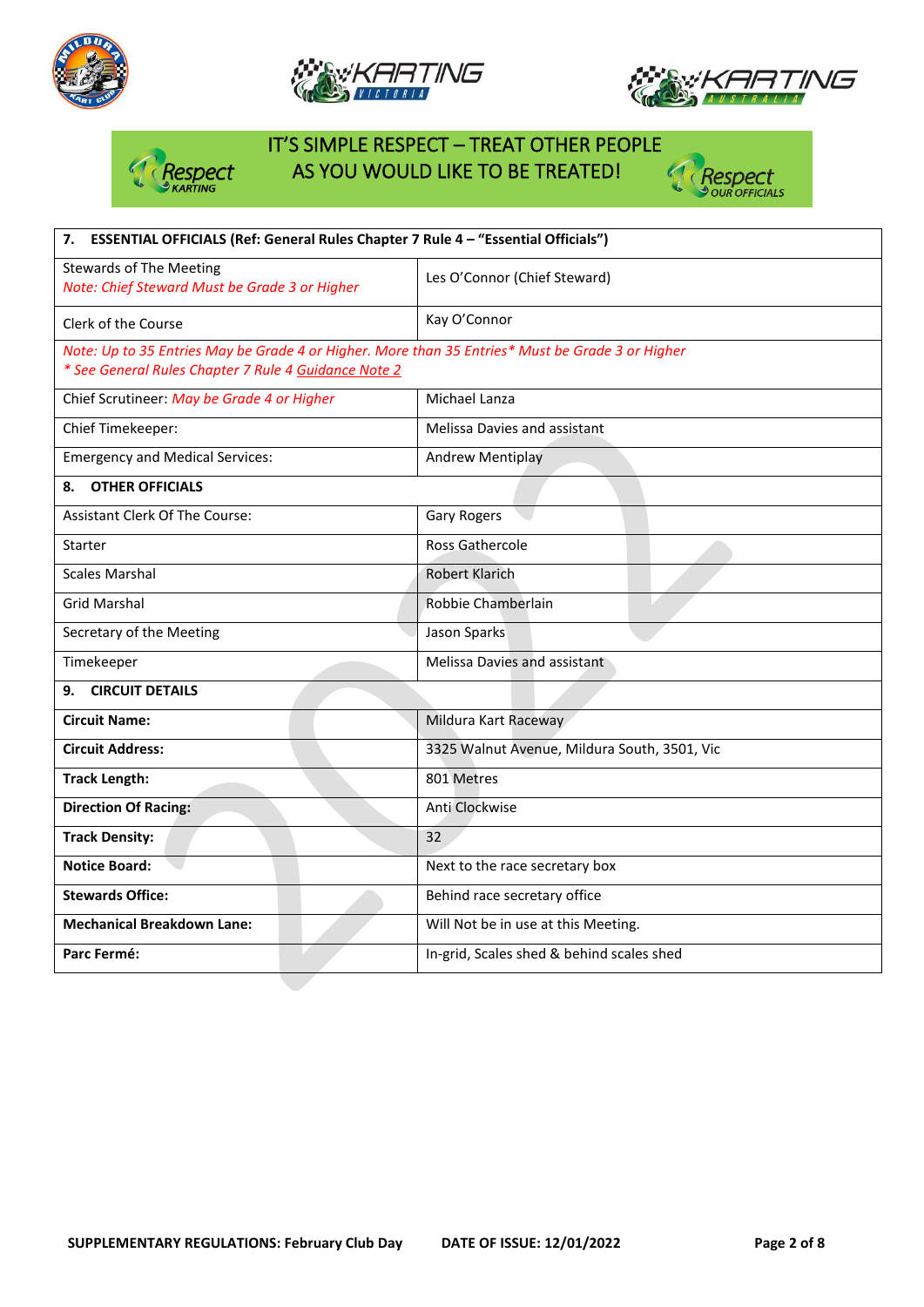IT'S SIMPLE RESPECT – TREAT OTHER PEOPLE AS YOU WOULD LIKE TO BE TREATED!

| **7. ESSENTIAL OFFICIALS (Ref: General Rules Chapter 7 Rule 4 – "Essential Officials")** | |
|---|---|
| Stewards of The Meeting *Note: Chief Steward Must be Grade 3 or Higher* | Les O'Connor (Chief Steward) |
| Clerk of the Course | Kay O'Connor |
| *Note: Up to 35 Entries May be Grade 4 or Higher. More than 35 Entries* Must be Grade 3 or Higher* *\* See General Rules Chapter 7 Rule 4 Guidance Note 2* | |
| Chief Scrutineer: *May be Grade 4 or Higher* | Michael Lanza |
| Chief Timekeeper: | Melissa Davies and assistant |
| Emergency and Medical Services: | Andrew Mentiplay |
| **8. OTHER OFFICIALS** | |
| Assistant Clerk Of The Course: | Gary Rogers |
| Starter | Ross Gathercole |
| Scales Marshal | Robert Klarich |
| Grid Marshal | Robbie Chamberlain |
| Secretary of the Meeting | Jason Sparks |
| Timekeeper | Melissa Davies and assistant |
| **9. CIRCUIT DETAILS** | |
| **Circuit Name:** | Mildura Kart Raceway |
| **Circuit Address:** | 3325 Walnut Avenue, Mildura South, 3501, Vic |
| **Track Length:** | 801 Metres |
| **Direction Of Racing:** | Anti Clockwise |
| **Track Density:** | 32 |
| **Notice Board:** | Next to the race secretary box |
| **Stewards Office:** | Behind race secretary office |
| **Mechanical Breakdown Lane:** | Will Not be in use at this Meeting. |
| **Parc Fermé:** | In-grid, Scales shed & behind scales shed |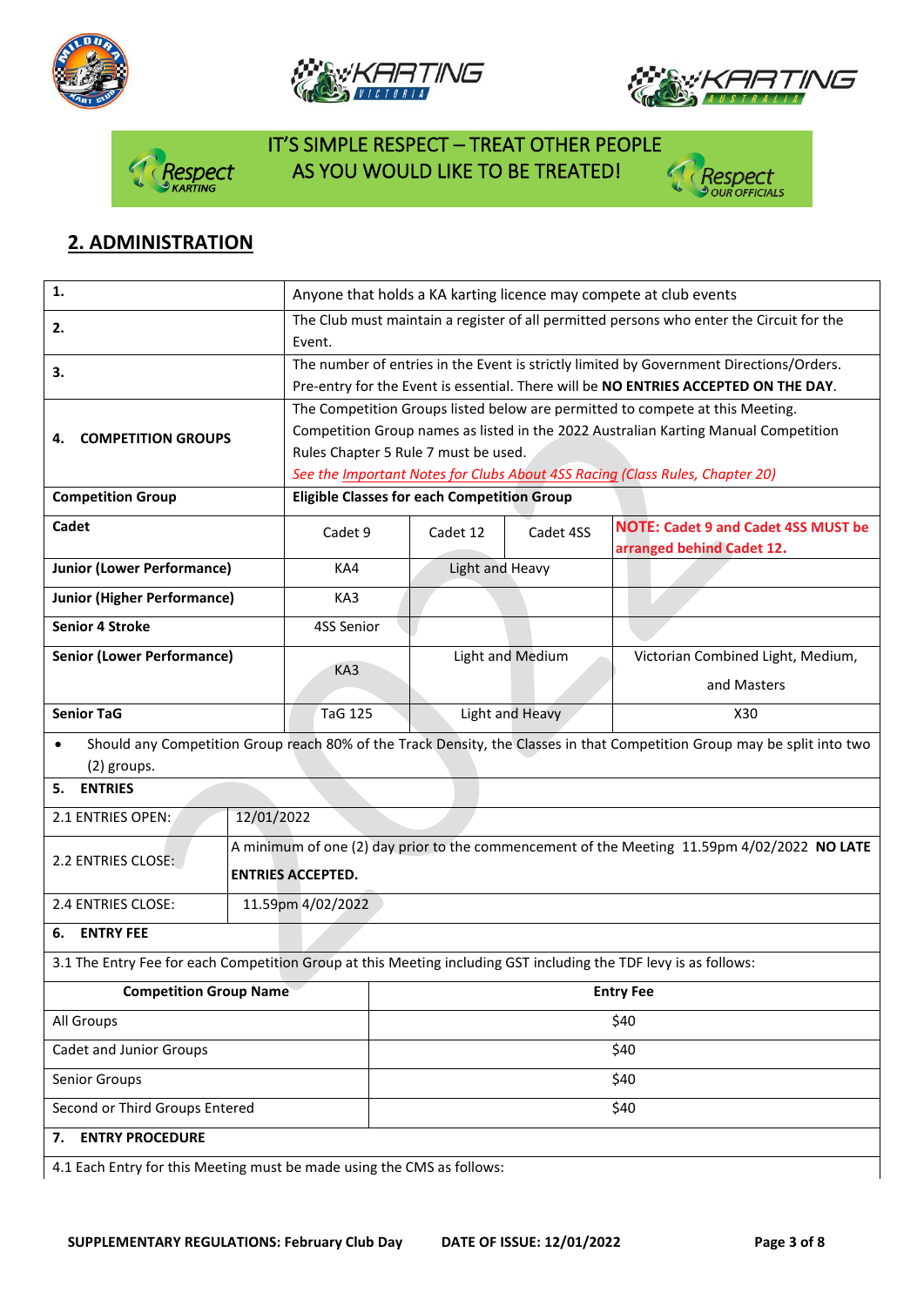IT'S SIMPLE RESPECT – TREAT OTHER PEOPLE AS YOU WOULD LIKE TO BE TREATED!

## 2. ADMINISTRATION

| | | | | |
|---|---|---|---|---|
| **1.** | Anyone that holds a KA karting licence may compete at club events | | | |
| **2.** | The Club must maintain a register of all permitted persons who enter the Circuit for the Event. | | | |
| **3.** | The number of entries in the Event is strictly limited by Government Directions/Orders. Pre-entry for the Event is essential. There will be **NO ENTRIES ACCEPTED ON THE DAY**. | | | |
| **4. COMPETITION GROUPS** | The Competition Groups listed below are permitted to compete at this Meeting. Competition Group names as listed in the 2022 Australian Karting Manual Competition Rules Chapter 5 Rule 7 must be used. *See the Important Notes for Clubs About 4SS Racing (Class Rules, Chapter 20)* | | | |
| **Competition Group** | **Eligible Classes for each Competition Group** | | | |
| **Cadet** | Cadet 9 | Cadet 12 | Cadet 4SS | **NOTE: Cadet 9 and Cadet 4SS MUST be arranged behind Cadet 12.** |
| **Junior (Lower Performance)** | KA4 | Light and Heavy | | |
| **Junior (Higher Performance)** | KA3 | | | |
| **Senior 4 Stroke** | 4SS Senior | | | |
| **Senior (Lower Performance)** | KA3 | Light and Medium | | Victorian Combined Light, Medium, and Masters |
| **Senior TaG** | TaG 125 | Light and Heavy | | X30 |

- Should any Competition Group reach 80% of the Track Density, the Classes in that Competition Group may be split into two (2) groups.

**5. ENTRIES**

| | |
|---|---|
| 2.1 ENTRIES OPEN: | 12/01/2022 |
| 2.2 ENTRIES CLOSE: | A minimum of one (2) day prior to the commencement of the Meeting 11.59pm 4/02/2022 **NO LATE ENTRIES ACCEPTED.** |
| 2.4 ENTRIES CLOSE: | 11.59pm 4/02/2022 |

**6. ENTRY FEE**

3.1 The Entry Fee for each Competition Group at this Meeting including GST including the TDF levy is as follows:

| Competition Group Name | Entry Fee |
|---|---|
| All Groups | $40 |
| Cadet and Junior Groups | $40 |
| Senior Groups | $40 |
| Second or Third Groups Entered | $40 |

**7. ENTRY PROCEDURE**

4.1 Each Entry for this Meeting must be made using the CMS as follows: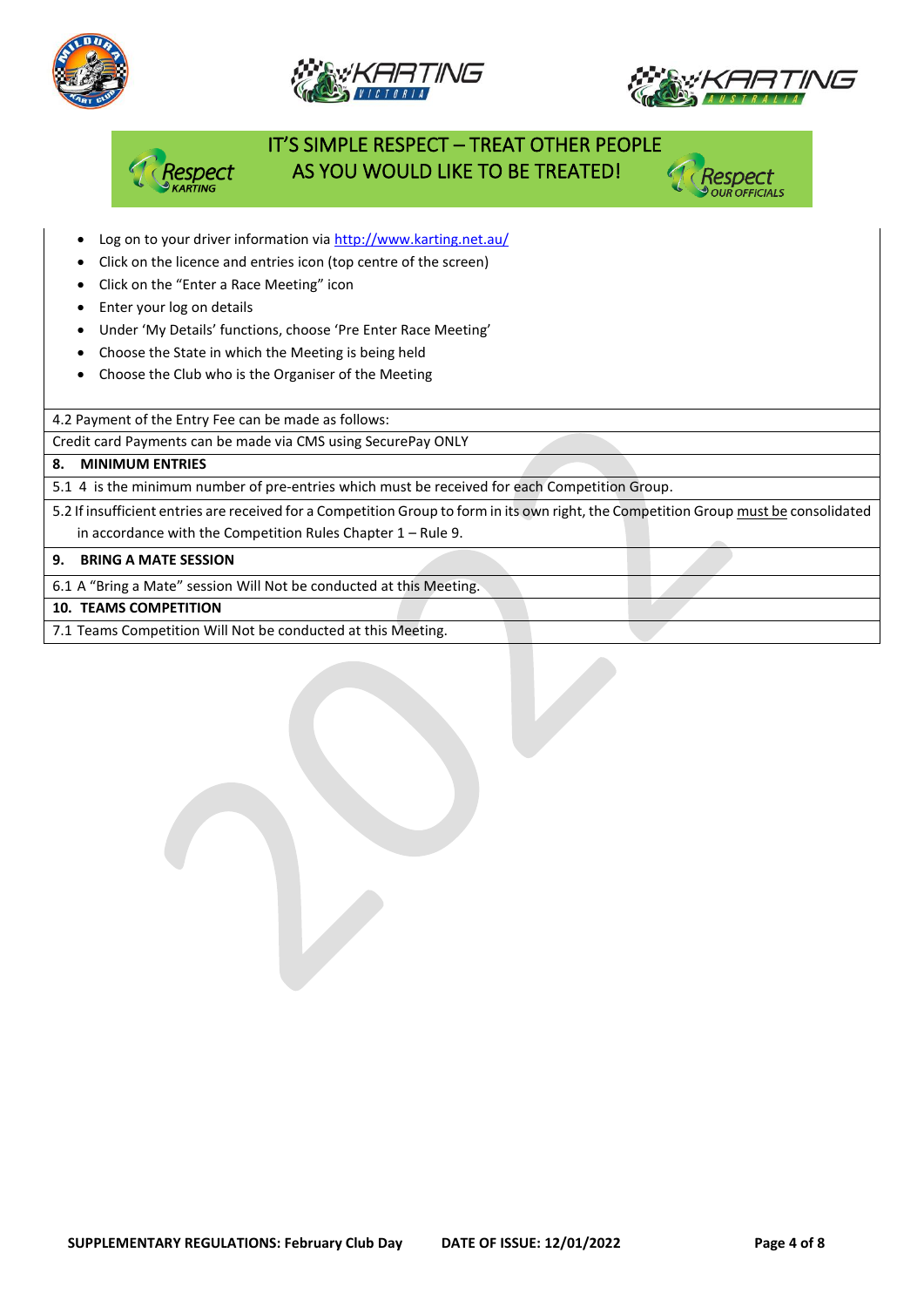IT'S SIMPLE RESPECT – TREAT OTHER PEOPLE AS YOU WOULD LIKE TO BE TREATED!

- Log on to your driver information via http://www.karting.net.au/
- Click on the licence and entries icon (top centre of the screen)
- Click on the "Enter a Race Meeting" icon
- Enter your log on details
- Under 'My Details' functions, choose 'Pre Enter Race Meeting'
- Choose the State in which the Meeting is being held
- Choose the Club who is the Organiser of the Meeting

4.2 Payment of the Entry Fee can be made as follows:

Credit card Payments can be made via CMS using SecurePay ONLY

**8. MINIMUM ENTRIES**

5.1 4 is the minimum number of pre-entries which must be received for each Competition Group.

5.2 If insufficient entries are received for a Competition Group to form in its own right, the Competition Group must be consolidated in accordance with the Competition Rules Chapter 1 – Rule 9.

**9. BRING A MATE SESSION**

6.1 A "Bring a Mate" session Will Not be conducted at this Meeting.

**10. TEAMS COMPETITION**

7.1 Teams Competition Will Not be conducted at this Meeting.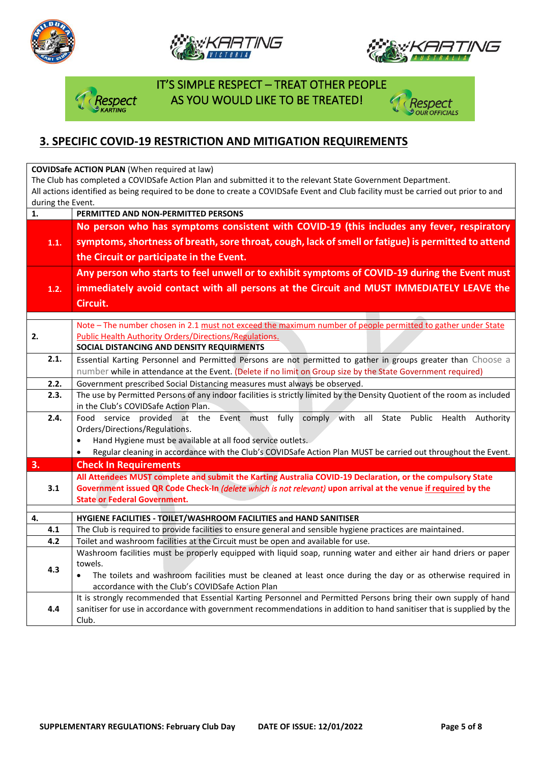IT'S SIMPLE RESPECT – TREAT OTHER PEOPLE AS YOU WOULD LIKE TO BE TREATED!

## 3. SPECIFIC COVID-19 RESTRICTION AND MITIGATION REQUIREMENTS

| **COVIDSafe ACTION PLAN** (When required at law)<br>The Club has completed a COVIDSafe Action Plan and submitted it to the relevant State Government Department.<br>All actions identified as being required to be done to create a COVIDSafe Event and Club facility must be carried out prior to and during the Event. | |
|---|---|
| **1.** | **PERMITTED AND NON-PERMITTED PERSONS** |
| **1.1.** | **No person who has symptoms consistent with COVID-19 (this includes any fever, respiratory symptoms, shortness of breath, sore throat, cough, lack of smell or fatigue) is permitted to attend the Circuit or participate in the Event.** |
| **1.2.** | **Any person who starts to feel unwell or to exhibit symptoms of COVID-19 during the Event must immediately avoid contact with all persons at the Circuit and MUST IMMEDIATELY LEAVE the Circuit.** |
| | |
| **2.** | Note – The number chosen in 2.1 must not exceed the maximum number of people permitted to gather under State Public Health Authority Orders/Directions/Regulations.<br>**SOCIAL DISTANCING AND DENSITY REQUIRMENTS** |
| **2.1.** | Essential Karting Personnel and Permitted Persons are not permitted to gather in groups greater than Choose a number while in attendance at the Event. (Delete if no limit on Group size by the State Government required) |
| **2.2.** | Government prescribed Social Distancing measures must always be observed. |
| **2.3.** | The use by Permitted Persons of any indoor facilities is strictly limited by the Density Quotient of the room as included in the Club's COVIDSafe Action Plan. |
| **2.4.** | Food service provided at the Event must fully comply with all State Public Health Authority Orders/Directions/Regulations.<br>• Hand Hygiene must be available at all food service outlets.<br>• Regular cleaning in accordance with the Club's COVIDSafe Action Plan MUST be carried out throughout the Event. |
| **3.** | **Check In Requirements** |
| **3.1** | **All Attendees MUST complete and submit the Karting Australia COVID-19 Declaration, or the compulsory State Government issued QR Code Check-In *(delete which is not relevant)* upon arrival at the venue if required by the State or Federal Government.** |
| | |
| **4.** | **HYGIENE FACILITIES - TOILET/WASHROOM FACILITIES and HAND SANITISER** |
| **4.1** | The Club is required to provide facilities to ensure general and sensible hygiene practices are maintained. |
| **4.2** | Toilet and washroom facilities at the Circuit must be open and available for use. |
| **4.3** | Washroom facilities must be properly equipped with liquid soap, running water and either air hand driers or paper towels.<br>• The toilets and washroom facilities must be cleaned at least once during the day or as otherwise required in accordance with the Club's COVIDSafe Action Plan |
| **4.4** | It is strongly recommended that Essential Karting Personnel and Permitted Persons bring their own supply of hand sanitiser for use in accordance with government recommendations in addition to hand sanitiser that is supplied by the Club. |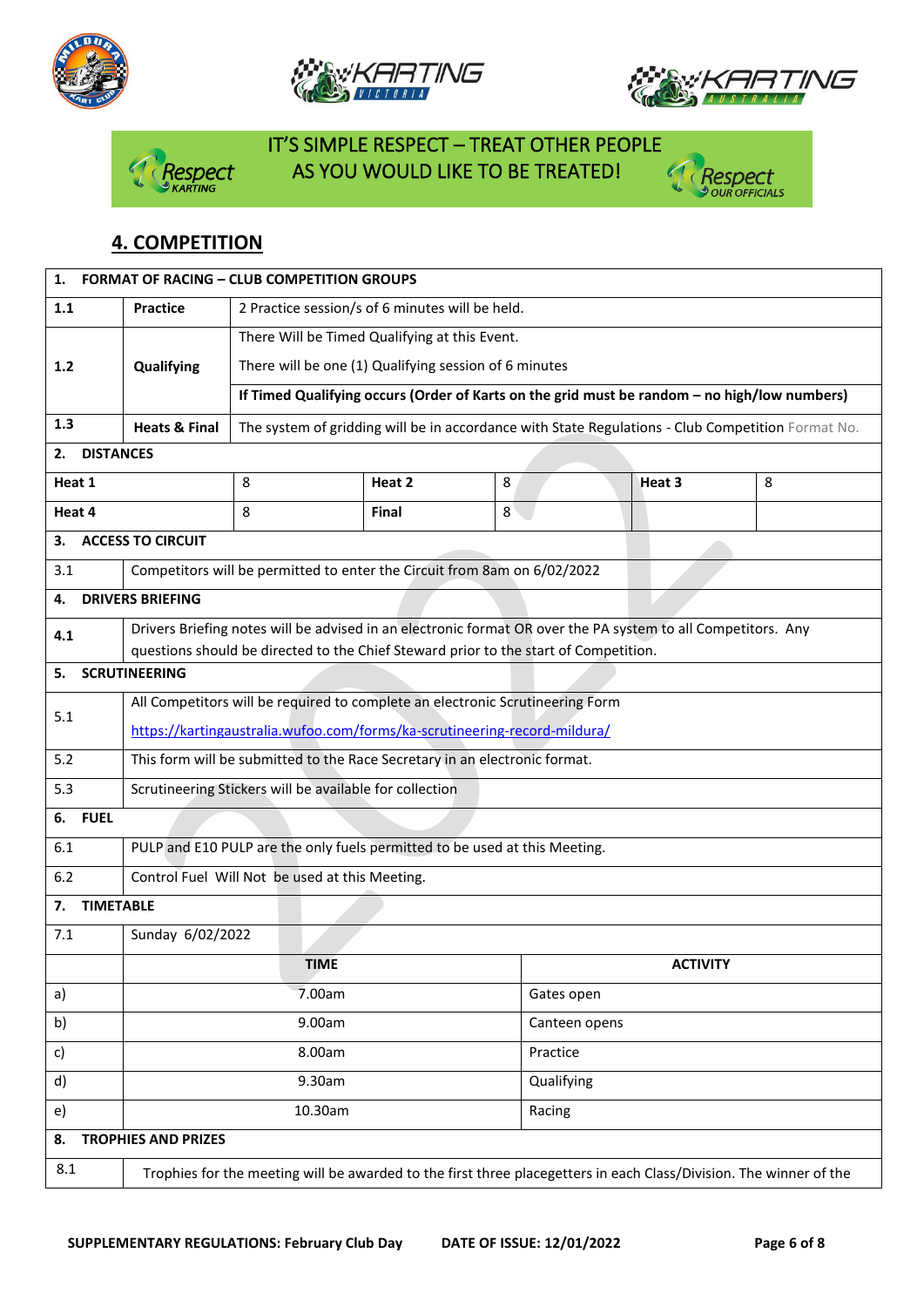IT'S SIMPLE RESPECT – TREAT OTHER PEOPLE AS YOU WOULD LIKE TO BE TREATED!

## 4. COMPETITION

| **1. FORMAT OF RACING – CLUB COMPETITION GROUPS** | | |
|---|---|---|
| **1.1** | **Practice** | 2 Practice session/s of 6 minutes will be held. |
| **1.2** | **Qualifying** | There Will be Timed Qualifying at this Event.<br>There will be one (1) Qualifying session of 6 minutes |
| | | **If Timed Qualifying occurs (Order of Karts on the grid must be random – no high/low numbers)** |
| **1.3** | **Heats & Final** | The system of gridding will be in accordance with State Regulations - Club Competition Format No. |

| **2. DISTANCES** | | | | | |
|---|---|---|---|---|---|
| **Heat 1** | 8 | **Heat 2** | 8 | **Heat 3** | 8 |
| **Heat 4** | 8 | **Final** | 8 | | |

| **3. ACCESS TO CIRCUIT** | |
|---|---|
| 3.1 | Competitors will be permitted to enter the Circuit from 8am on 6/02/2022 |
| **4. DRIVERS BRIEFING** | |
| 4.1 | Drivers Briefing notes will be advised in an electronic format OR over the PA system to all Competitors. Any questions should be directed to the Chief Steward prior to the start of Competition. |
| **5. SCRUTINEERING** | |
| 5.1 | All Competitors will be required to complete an electronic Scrutineering Form<br>https://kartingaustralia.wufoo.com/forms/ka-scrutineering-record-mildura/ |
| 5.2 | This form will be submitted to the Race Secretary in an electronic format. |
| 5.3 | Scrutineering Stickers will be available for collection |
| **6. FUEL** | |
| 6.1 | PULP and E10 PULP are the only fuels permitted to be used at this Meeting. |
| 6.2 | Control Fuel Will Not be used at this Meeting. |

| **7. TIMETABLE** | | |
|---|---|---|
| 7.1 | Sunday 6/02/2022 | |
| | **TIME** | **ACTIVITY** |
| a) | 7.00am | Gates open |
| b) | 9.00am | Canteen opens |
| c) | 8.00am | Practice |
| d) | 9.30am | Qualifying |
| e) | 10.30am | Racing |

| **8. TROPHIES AND PRIZES** | |
|---|---|
| 8.1 | Trophies for the meeting will be awarded to the first three placegetters in each Class/Division. The winner of the |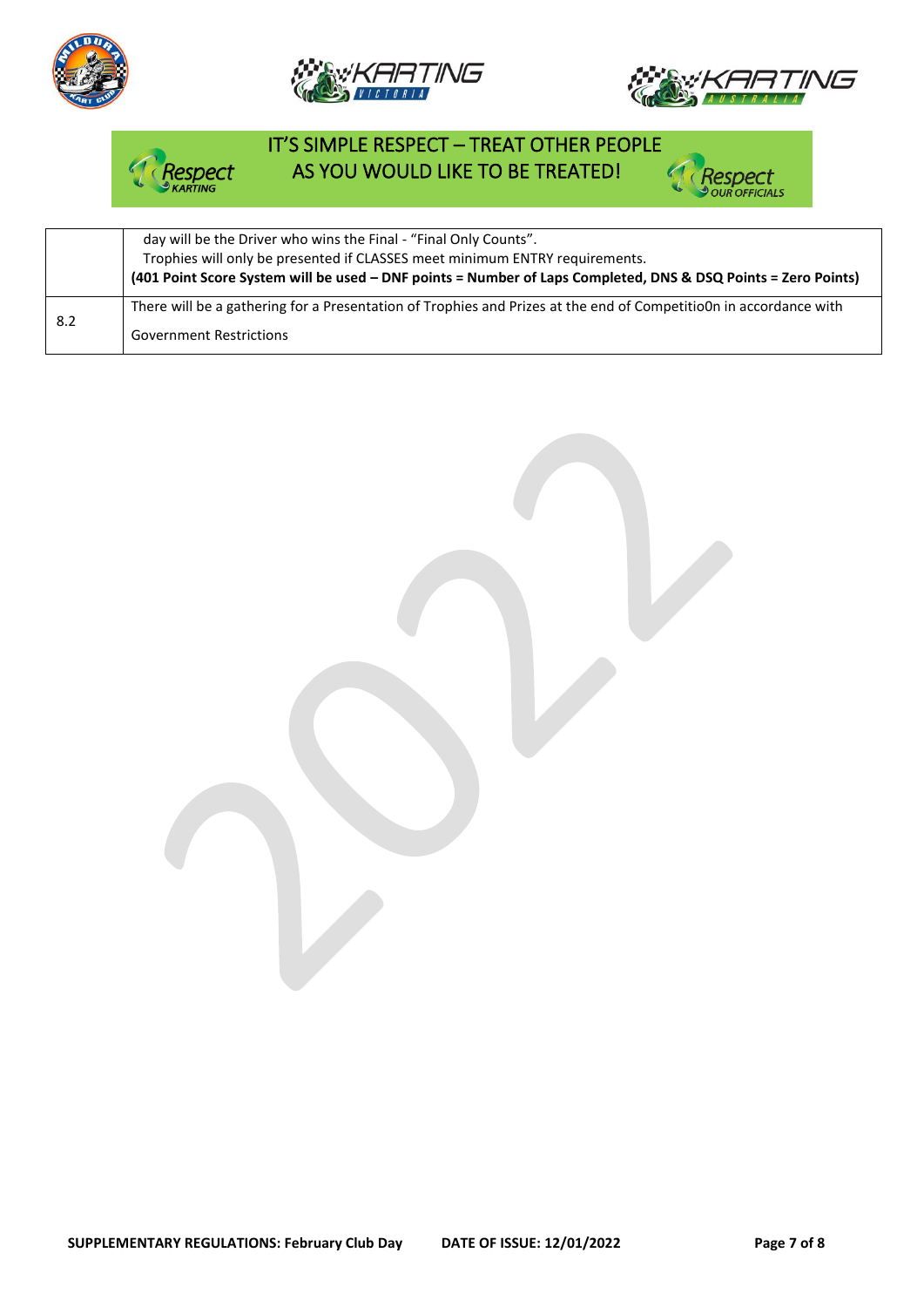IT'S SIMPLE RESPECT – TREAT OTHER PEOPLE AS YOU WOULD LIKE TO BE TREATED!

| | |
|---|---|
| | day will be the Driver who wins the Final - "Final Only Counts".<br>Trophies will only be presented if CLASSES meet minimum ENTRY requirements.<br>**(401 Point Score System will be used – DNF points = Number of Laps Completed, DNS & DSQ Points = Zero Points)** |
| 8.2 | There will be a gathering for a Presentation of Trophies and Prizes at the end of Competitio0n in accordance with Government Restrictions |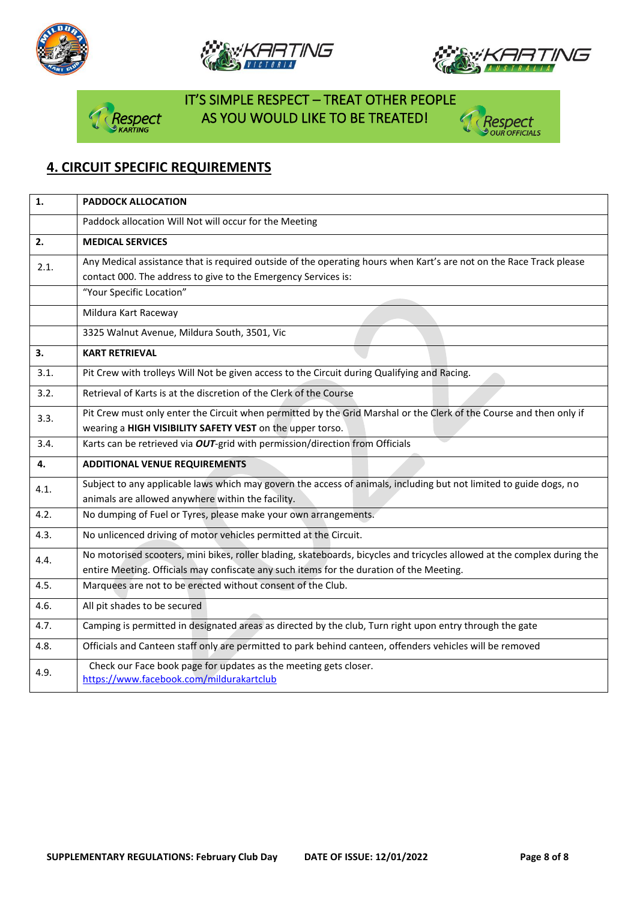IT'S SIMPLE RESPECT – TREAT OTHER PEOPLE AS YOU WOULD LIKE TO BE TREATED!

## 4. CIRCUIT SPECIFIC REQUIREMENTS

| | |
|---|---|
| **1.** | **PADDOCK ALLOCATION** |
| | Paddock allocation Will Not will occur for the Meeting |
| **2.** | **MEDICAL SERVICES** |
| 2.1. | Any Medical assistance that is required outside of the operating hours when Kart's are not on the Race Track please contact 000. The address to give to the Emergency Services is: |
| | "Your Specific Location" |
| | Mildura Kart Raceway |
| | 3325 Walnut Avenue, Mildura South, 3501, Vic |
| **3.** | **KART RETRIEVAL** |
| 3.1. | Pit Crew with trolleys Will Not be given access to the Circuit during Qualifying and Racing. |
| 3.2. | Retrieval of Karts is at the discretion of the Clerk of the Course |
| 3.3. | Pit Crew must only enter the Circuit when permitted by the Grid Marshal or the Clerk of the Course and then only if wearing a **HIGH VISIBILITY SAFETY VEST** on the upper torso. |
| 3.4. | Karts can be retrieved via ***OUT***-grid with permission/direction from Officials |
| **4.** | **ADDITIONAL VENUE REQUIREMENTS** |
| 4.1. | Subject to any applicable laws which may govern the access of animals, including but not limited to guide dogs, no animals are allowed anywhere within the facility. |
| 4.2. | No dumping of Fuel or Tyres, please make your own arrangements. |
| 4.3. | No unlicenced driving of motor vehicles permitted at the Circuit. |
| 4.4. | No motorised scooters, mini bikes, roller blading, skateboards, bicycles and tricycles allowed at the complex during the entire Meeting. Officials may confiscate any such items for the duration of the Meeting. |
| 4.5. | Marquees are not to be erected without consent of the Club. |
| 4.6. | All pit shades to be secured |
| 4.7. | Camping is permitted in designated areas as directed by the club, Turn right upon entry through the gate |
| 4.8. | Officials and Canteen staff only are permitted to park behind canteen, offenders vehicles will be removed |
| 4.9. | Check our Face book page for updates as the meeting gets closer. https://www.facebook.com/mildurakartclub |

**SUPPLEMENTARY REGULATIONS: February Club Day** **DATE OF ISSUE: 12/01/2022**